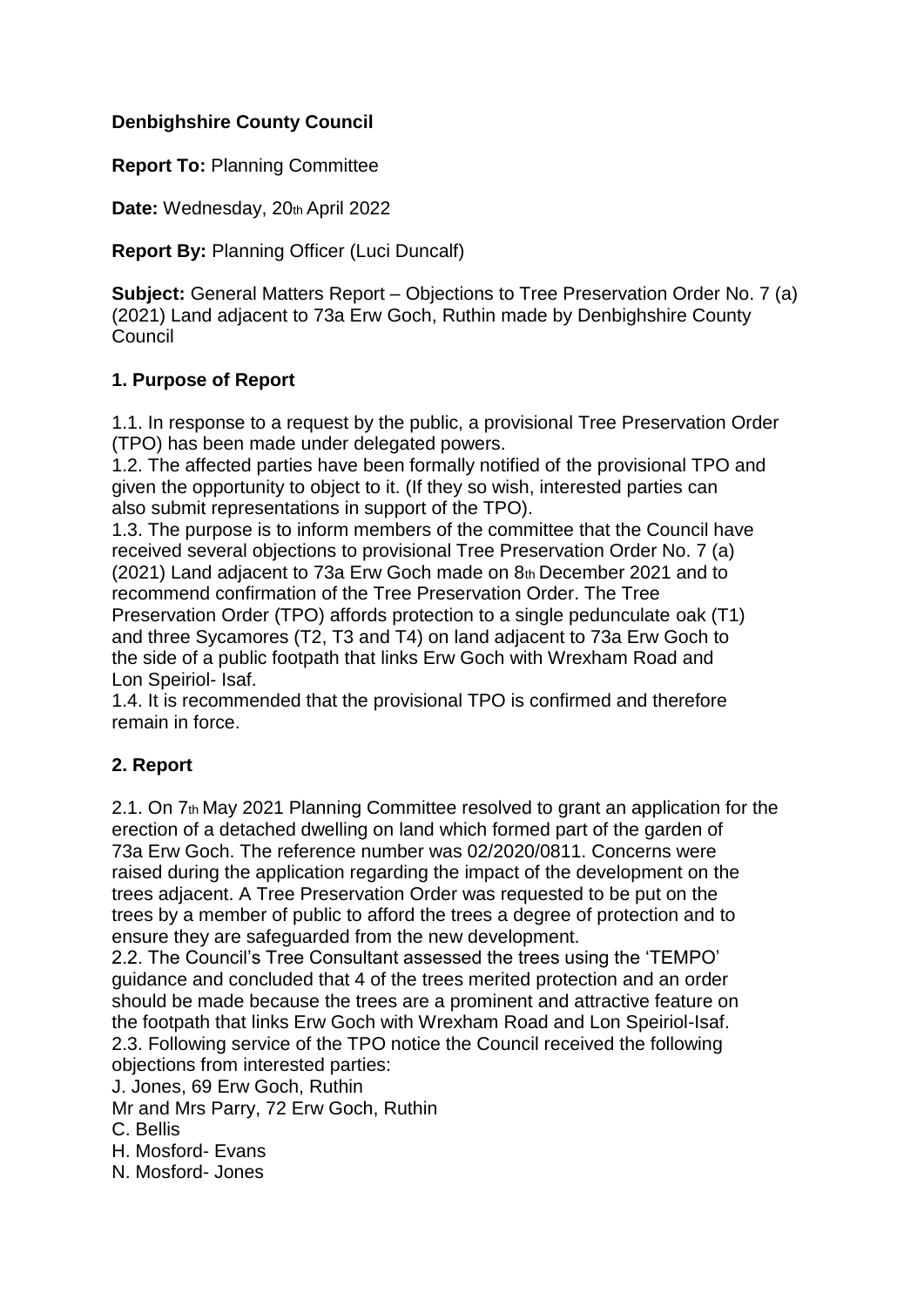**Denbighshire County Council**

**Report To:** Planning Committee

**Date:** Wednesday, 20th April 2022

**Report By:** Planning Officer (Luci Duncalf)

**Subject:** General Matters Report – Objections to Tree Preservation Order No. 7 (a) (2021) Land adjacent to 73a Erw Goch, Ruthin made by Denbighshire County Council

## 1. Purpose of Report

1.1. In response to a request by the public, a provisional Tree Preservation Order (TPO) has been made under delegated powers.

1.2. The affected parties have been formally notified of the provisional TPO and given the opportunity to object to it. (If they so wish, interested parties can also submit representations in support of the TPO).

1.3. The purpose is to inform members of the committee that the Council have received several objections to provisional Tree Preservation Order No. 7 (a) (2021) Land adjacent to 73a Erw Goch made on 8th December 2021 and to recommend confirmation of the Tree Preservation Order. The Tree Preservation Order (TPO) affords protection to a single pedunculate oak (T1) and three Sycamores (T2, T3 and T4) on land adjacent to 73a Erw Goch to the side of a public footpath that links Erw Goch with Wrexham Road and Lon Speiriol- Isaf.

1.4. It is recommended that the provisional TPO is confirmed and therefore remain in force.

## 2. Report

2.1. On 7th May 2021 Planning Committee resolved to grant an application for the erection of a detached dwelling on land which formed part of the garden of 73a Erw Goch. The reference number was 02/2020/0811. Concerns were raised during the application regarding the impact of the development on the trees adjacent. A Tree Preservation Order was requested to be put on the trees by a member of public to afford the trees a degree of protection and to ensure they are safeguarded from the new development.

2.2. The Council's Tree Consultant assessed the trees using the 'TEMPO' guidance and concluded that 4 of the trees merited protection and an order should be made because the trees are a prominent and attractive feature on the footpath that links Erw Goch with Wrexham Road and Lon Speiriol-Isaf.

2.3. Following service of the TPO notice the Council received the following objections from interested parties:

J. Jones, 69 Erw Goch, Ruthin
Mr and Mrs Parry, 72 Erw Goch, Ruthin
C. Bellis
H. Mosford- Evans
N. Mosford- Jones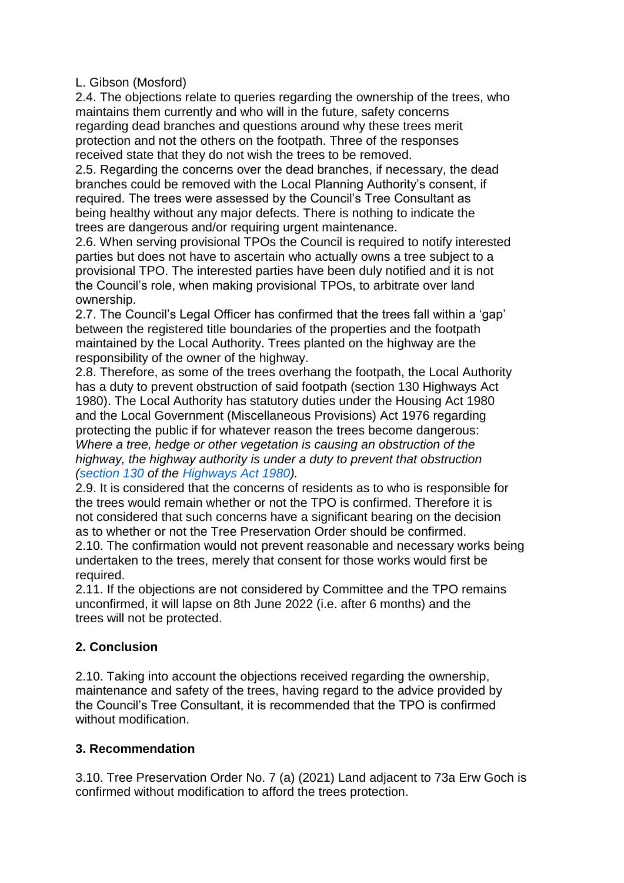L. Gibson (Mosford)

2.4. The objections relate to queries regarding the ownership of the trees, who maintains them currently and who will in the future, safety concerns regarding dead branches and questions around why these trees merit protection and not the others on the footpath. Three of the responses received state that they do not wish the trees to be removed.

2.5. Regarding the concerns over the dead branches, if necessary, the dead branches could be removed with the Local Planning Authority's consent, if required. The trees were assessed by the Council's Tree Consultant as being healthy without any major defects. There is nothing to indicate the trees are dangerous and/or requiring urgent maintenance.

2.6. When serving provisional TPOs the Council is required to notify interested parties but does not have to ascertain who actually owns a tree subject to a provisional TPO. The interested parties have been duly notified and it is not the Council's role, when making provisional TPOs, to arbitrate over land ownership.

2.7. The Council's Legal Officer has confirmed that the trees fall within a 'gap' between the registered title boundaries of the properties and the footpath maintained by the Local Authority. Trees planted on the highway are the responsibility of the owner of the highway.

2.8. Therefore, as some of the trees overhang the footpath, the Local Authority has a duty to prevent obstruction of said footpath (section 130 Highways Act 1980). The Local Authority has statutory duties under the Housing Act 1980 and the Local Government (Miscellaneous Provisions) Act 1976 regarding protecting the public if for whatever reason the trees become dangerous: *Where a tree, hedge or other vegetation is causing an obstruction of the highway, the highway authority is under a duty to prevent that obstruction (section 130 of the Highways Act 1980).*

2.9. It is considered that the concerns of residents as to who is responsible for the trees would remain whether or not the TPO is confirmed. Therefore it is not considered that such concerns have a significant bearing on the decision as to whether or not the Tree Preservation Order should be confirmed.

2.10. The confirmation would not prevent reasonable and necessary works being undertaken to the trees, merely that consent for those works would first be required.

2.11. If the objections are not considered by Committee and the TPO remains unconfirmed, it will lapse on 8th June 2022 (i.e. after 6 months) and the trees will not be protected.

## 2. Conclusion

2.10. Taking into account the objections received regarding the ownership, maintenance and safety of the trees, having regard to the advice provided by the Council's Tree Consultant, it is recommended that the TPO is confirmed without modification.

## 3. Recommendation

3.10. Tree Preservation Order No. 7 (a) (2021) Land adjacent to 73a Erw Goch is confirmed without modification to afford the trees protection.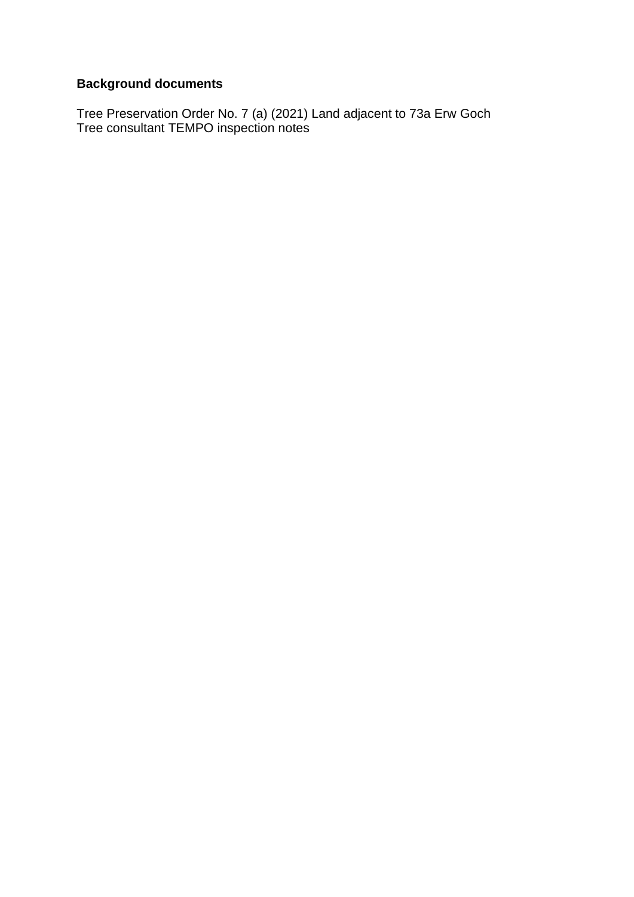**Background documents**

Tree Preservation Order No. 7 (a) (2021) Land adjacent to 73a Erw Goch
Tree consultant TEMPO inspection notes